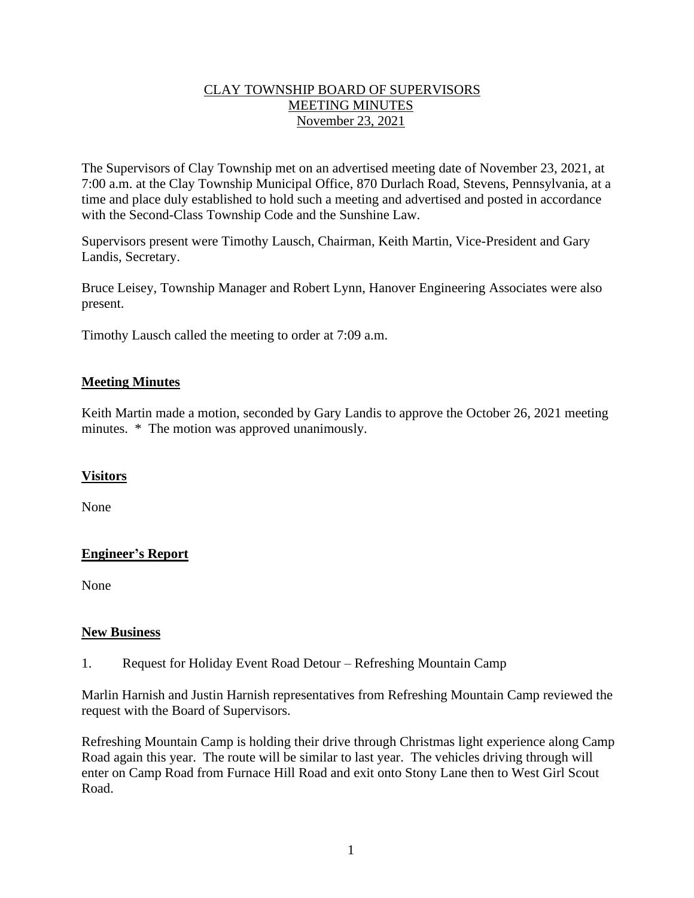# CLAY TOWNSHIP BOARD OF SUPERVISORS
## MEETING MINUTES
### November 23, 2021

The Supervisors of Clay Township met on an advertised meeting date of November 23, 2021, at 7:00 a.m. at the Clay Township Municipal Office, 870 Durlach Road, Stevens, Pennsylvania, at a time and place duly established to hold such a meeting and advertised and posted in accordance with the Second-Class Township Code and the Sunshine Law.

Supervisors present were Timothy Lausch, Chairman, Keith Martin, Vice-President and Gary Landis, Secretary.

Bruce Leisey, Township Manager and Robert Lynn, Hanover Engineering Associates were also present.

Timothy Lausch called the meeting to order at 7:09 a.m.

**Meeting Minutes**

Keith Martin made a motion, seconded by Gary Landis to approve the October 26, 2021 meeting minutes. * The motion was approved unanimously.

**Visitors**

None

**Engineer's Report**

None

**New Business**

1. Request for Holiday Event Road Detour – Refreshing Mountain Camp

Marlin Harnish and Justin Harnish representatives from Refreshing Mountain Camp reviewed the request with the Board of Supervisors.

Refreshing Mountain Camp is holding their drive through Christmas light experience along Camp Road again this year. The route will be similar to last year. The vehicles driving through will enter on Camp Road from Furnace Hill Road and exit onto Stony Lane then to West Girl Scout Road.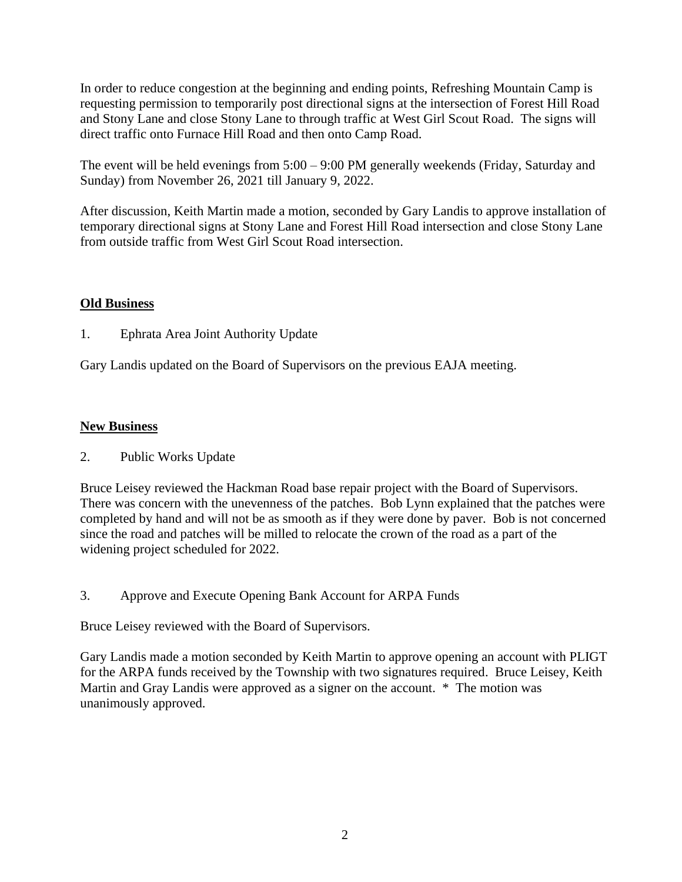In order to reduce congestion at the beginning and ending points, Refreshing Mountain Camp is requesting permission to temporarily post directional signs at the intersection of Forest Hill Road and Stony Lane and close Stony Lane to through traffic at West Girl Scout Road. The signs will direct traffic onto Furnace Hill Road and then onto Camp Road.

The event will be held evenings from 5:00 – 9:00 PM generally weekends (Friday, Saturday and Sunday) from November 26, 2021 till January 9, 2022.

After discussion, Keith Martin made a motion, seconded by Gary Landis to approve installation of temporary directional signs at Stony Lane and Forest Hill Road intersection and close Stony Lane from outside traffic from West Girl Scout Road intersection.

**Old Business**

1. Ephrata Area Joint Authority Update

Gary Landis updated on the Board of Supervisors on the previous EAJA meeting.

**New Business**

2. Public Works Update

Bruce Leisey reviewed the Hackman Road base repair project with the Board of Supervisors. There was concern with the unevenness of the patches. Bob Lynn explained that the patches were completed by hand and will not be as smooth as if they were done by paver. Bob is not concerned since the road and patches will be milled to relocate the crown of the road as a part of the widening project scheduled for 2022.

3. Approve and Execute Opening Bank Account for ARPA Funds

Bruce Leisey reviewed with the Board of Supervisors.

Gary Landis made a motion seconded by Keith Martin to approve opening an account with PLIGT for the ARPA funds received by the Township with two signatures required. Bruce Leisey, Keith Martin and Gray Landis were approved as a signer on the account. * The motion was unanimously approved.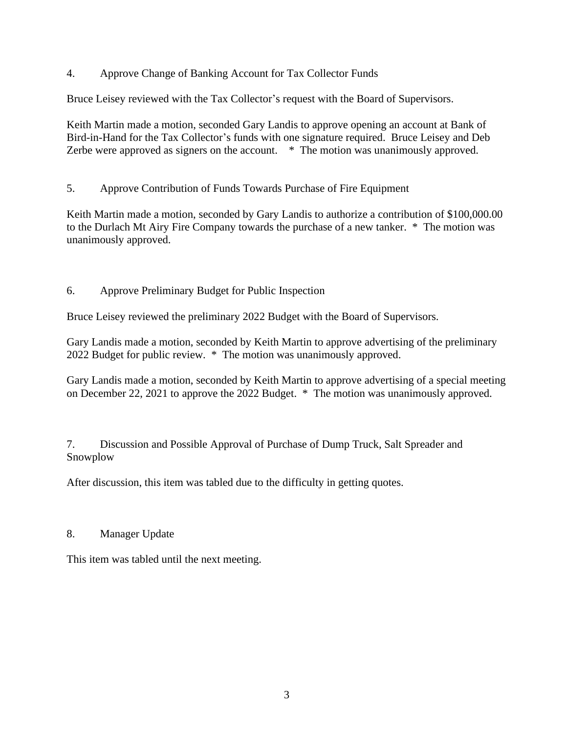4. Approve Change of Banking Account for Tax Collector Funds

Bruce Leisey reviewed with the Tax Collector's request with the Board of Supervisors.

Keith Martin made a motion, seconded Gary Landis to approve opening an account at Bank of Bird-in-Hand for the Tax Collector's funds with one signature required. Bruce Leisey and Deb Zerbe were approved as signers on the account. * The motion was unanimously approved.

5. Approve Contribution of Funds Towards Purchase of Fire Equipment

Keith Martin made a motion, seconded by Gary Landis to authorize a contribution of $100,000.00 to the Durlach Mt Airy Fire Company towards the purchase of a new tanker. * The motion was unanimously approved.

6. Approve Preliminary Budget for Public Inspection

Bruce Leisey reviewed the preliminary 2022 Budget with the Board of Supervisors.

Gary Landis made a motion, seconded by Keith Martin to approve advertising of the preliminary 2022 Budget for public review. * The motion was unanimously approved.

Gary Landis made a motion, seconded by Keith Martin to approve advertising of a special meeting on December 22, 2021 to approve the 2022 Budget. * The motion was unanimously approved.

7. Discussion and Possible Approval of Purchase of Dump Truck, Salt Spreader and Snowplow

After discussion, this item was tabled due to the difficulty in getting quotes.

8. Manager Update

This item was tabled until the next meeting.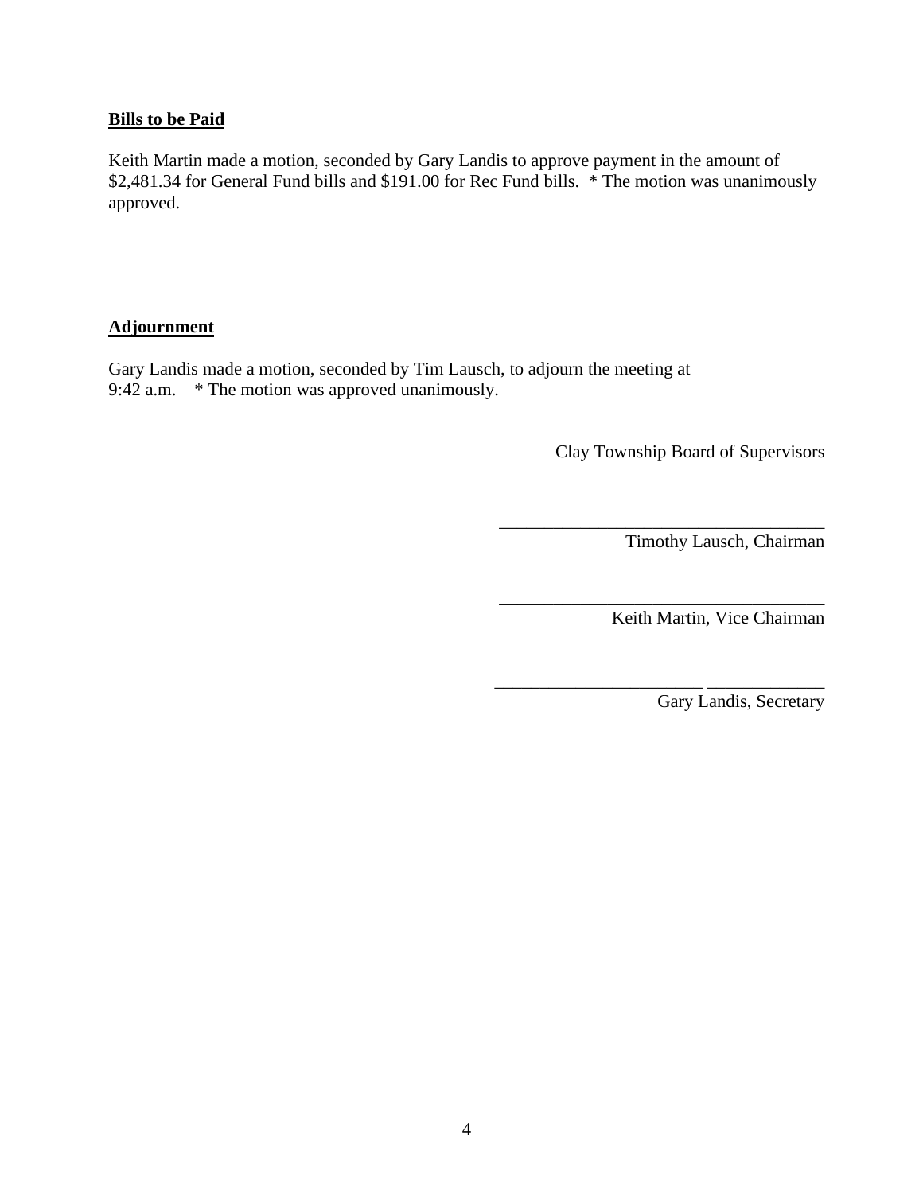**Bills to be Paid**

Keith Martin made a motion, seconded by Gary Landis to approve payment in the amount of $2,481.34 for General Fund bills and $191.00 for Rec Fund bills. * The motion was unanimously approved.

**Adjournment**

Gary Landis made a motion, seconded by Tim Lausch, to adjourn the meeting at 9:42 a.m. * The motion was approved unanimously.

Clay Township Board of Supervisors

_____________________________________
Timothy Lausch, Chairman

_____________________________________
Keith Martin, Vice Chairman

_______________________ _____________
Gary Landis, Secretary